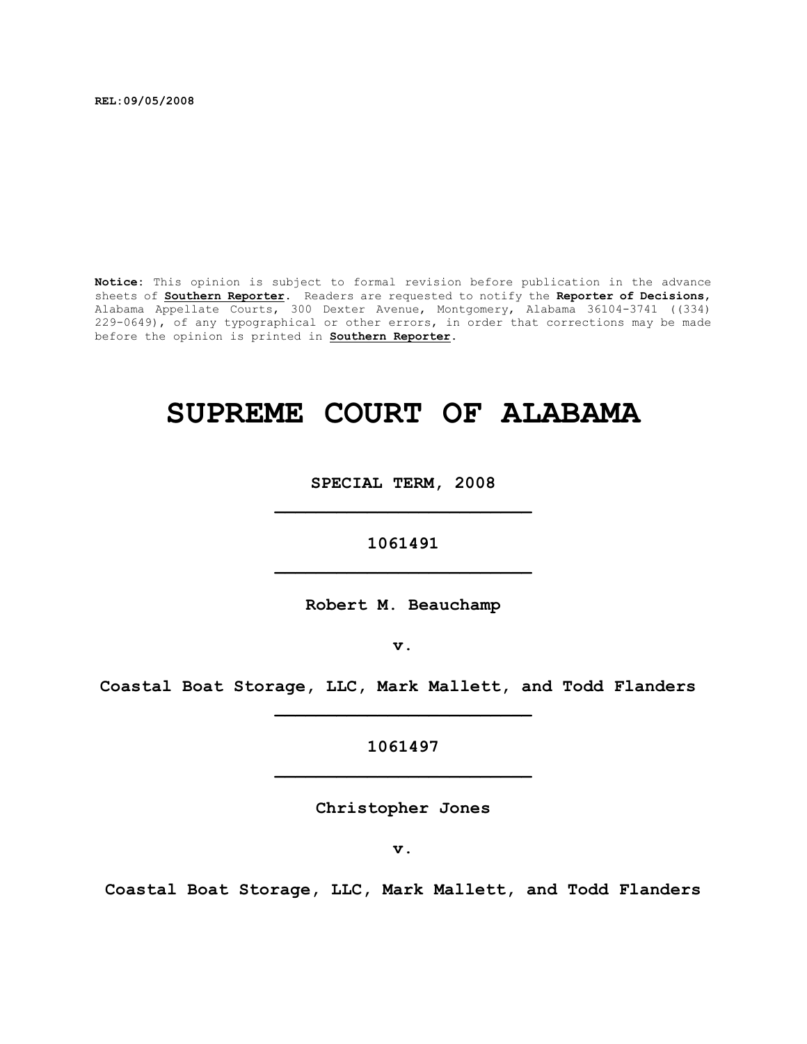REL:09/05/2008

**Notice:** This opinion is subject to formal revision before publication in the advance sheets of **Southern Reporter**. Readers are requested to notify the **Reporter of Decisions**, Alabama Appellate Courts, 300 Dexter Avenue, Montgomery, Alabama 36104-3741 ((334) 229-0649), of any typographical or other errors, in order that corrections may be made before the opinion is printed in **Southern Reporter**.

# SUPREME COURT OF ALABAMA

**SPECIAL TERM, 2008**

---

**1061491**

---

**Robert M. Beauchamp**

**v.**

**Coastal Boat Storage, LLC, Mark Mallett, and Todd Flanders**

---

**1061497**

---

**Christopher Jones**

**v.**

**Coastal Boat Storage, LLC, Mark Mallett, and Todd Flanders**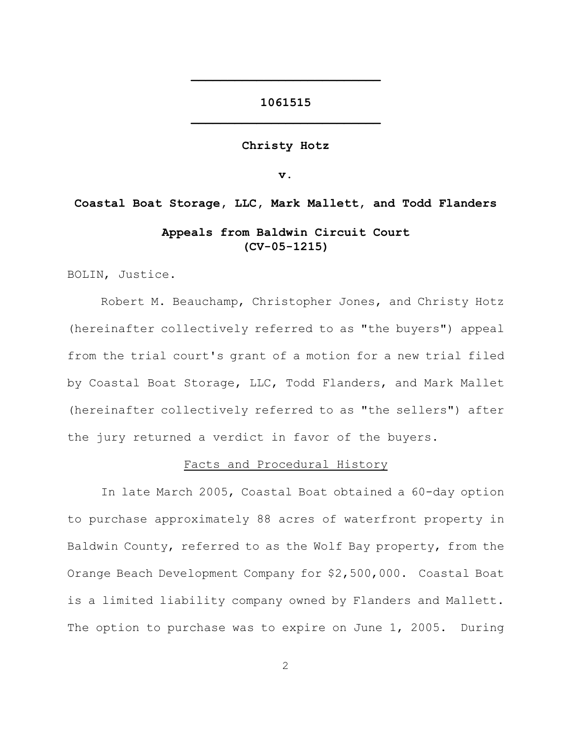---

**1061515**

---

**Christy Hotz**

**v.**

**Coastal Boat Storage, LLC, Mark Mallett, and Todd Flanders**

**Appeals from Baldwin Circuit Court (CV-05-1215)**

BOLIN, Justice.

Robert M. Beauchamp, Christopher Jones, and Christy Hotz (hereinafter collectively referred to as "the buyers") appeal from the trial court's grant of a motion for a new trial filed by Coastal Boat Storage, LLC, Todd Flanders, and Mark Mallet (hereinafter collectively referred to as "the sellers") after the jury returned a verdict in favor of the buyers.

## Facts and Procedural History

In late March 2005, Coastal Boat obtained a 60-day option to purchase approximately 88 acres of waterfront property in Baldwin County, referred to as the Wolf Bay property, from the Orange Beach Development Company for $2,500,000. Coastal Boat is a limited liability company owned by Flanders and Mallett. The option to purchase was to expire on June 1, 2005. During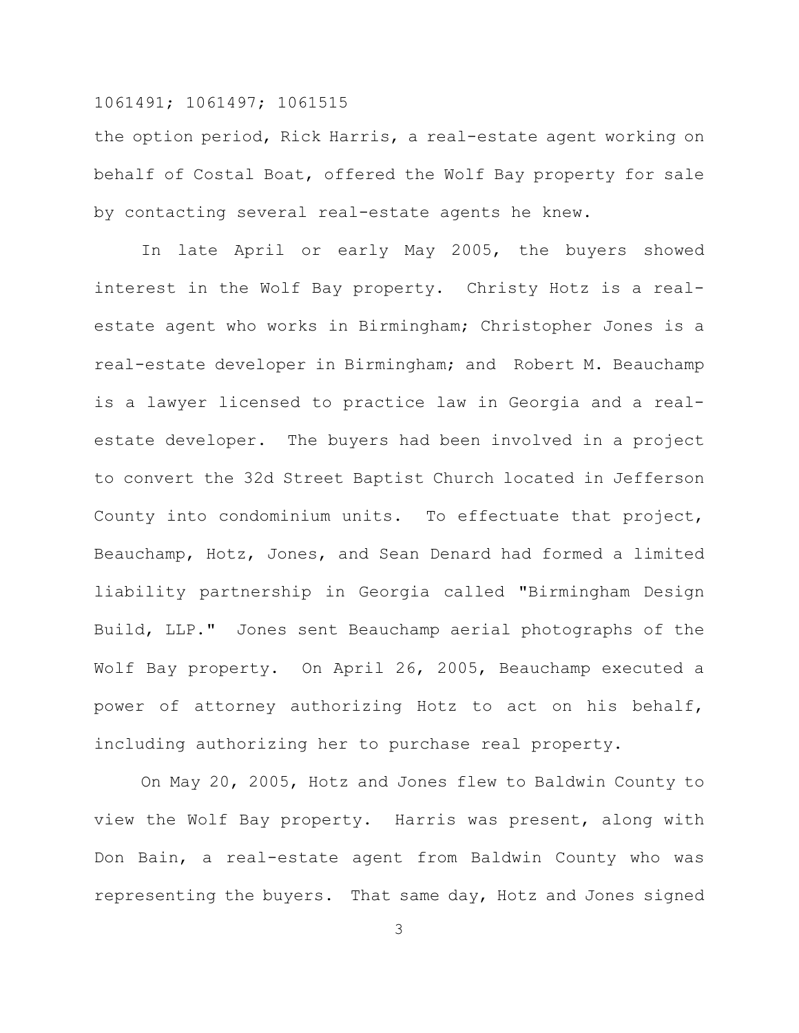the option period, Rick Harris, a real-estate agent working on behalf of Costal Boat, offered the Wolf Bay property for sale by contacting several real-estate agents he knew.

In late April or early May 2005, the buyers showed interest in the Wolf Bay property. Christy Hotz is a real-estate agent who works in Birmingham; Christopher Jones is a real-estate developer in Birmingham; and Robert M. Beauchamp is a lawyer licensed to practice law in Georgia and a real-estate developer. The buyers had been involved in a project to convert the 32d Street Baptist Church located in Jefferson County into condominium units. To effectuate that project, Beauchamp, Hotz, Jones, and Sean Denard had formed a limited liability partnership in Georgia called "Birmingham Design Build, LLP." Jones sent Beauchamp aerial photographs of the Wolf Bay property. On April 26, 2005, Beauchamp executed a power of attorney authorizing Hotz to act on his behalf, including authorizing her to purchase real property.

On May 20, 2005, Hotz and Jones flew to Baldwin County to view the Wolf Bay property. Harris was present, along with Don Bain, a real-estate agent from Baldwin County who was representing the buyers. That same day, Hotz and Jones signed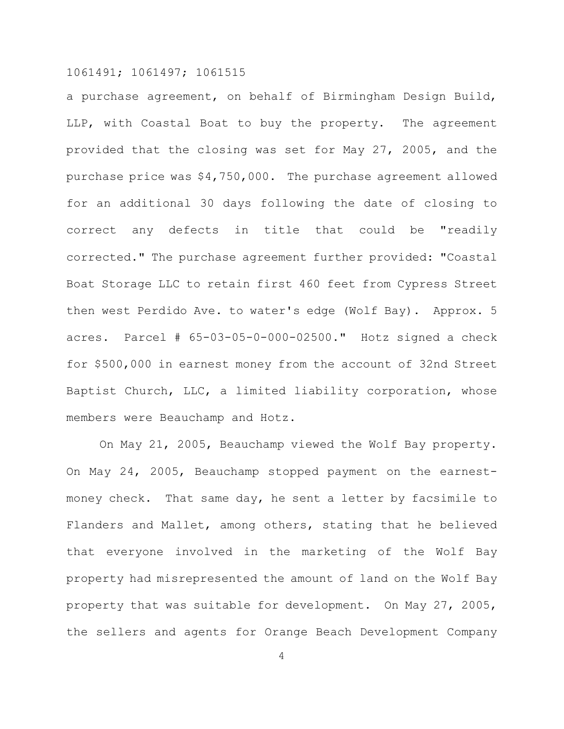a purchase agreement, on behalf of Birmingham Design Build, LLP, with Coastal Boat to buy the property. The agreement provided that the closing was set for May 27, 2005, and the purchase price was $4,750,000. The purchase agreement allowed for an additional 30 days following the date of closing to correct any defects in title that could be "readily corrected." The purchase agreement further provided: "Coastal Boat Storage LLC to retain first 460 feet from Cypress Street then west Perdido Ave. to water's edge (Wolf Bay). Approx. 5 acres. Parcel # 65-03-05-0-000-02500." Hotz signed a check for $500,000 in earnest money from the account of 32nd Street Baptist Church, LLC, a limited liability corporation, whose members were Beauchamp and Hotz.

On May 21, 2005, Beauchamp viewed the Wolf Bay property. On May 24, 2005, Beauchamp stopped payment on the earnest-money check. That same day, he sent a letter by facsimile to Flanders and Mallet, among others, stating that he believed that everyone involved in the marketing of the Wolf Bay property had misrepresented the amount of land on the Wolf Bay property that was suitable for development. On May 27, 2005, the sellers and agents for Orange Beach Development Company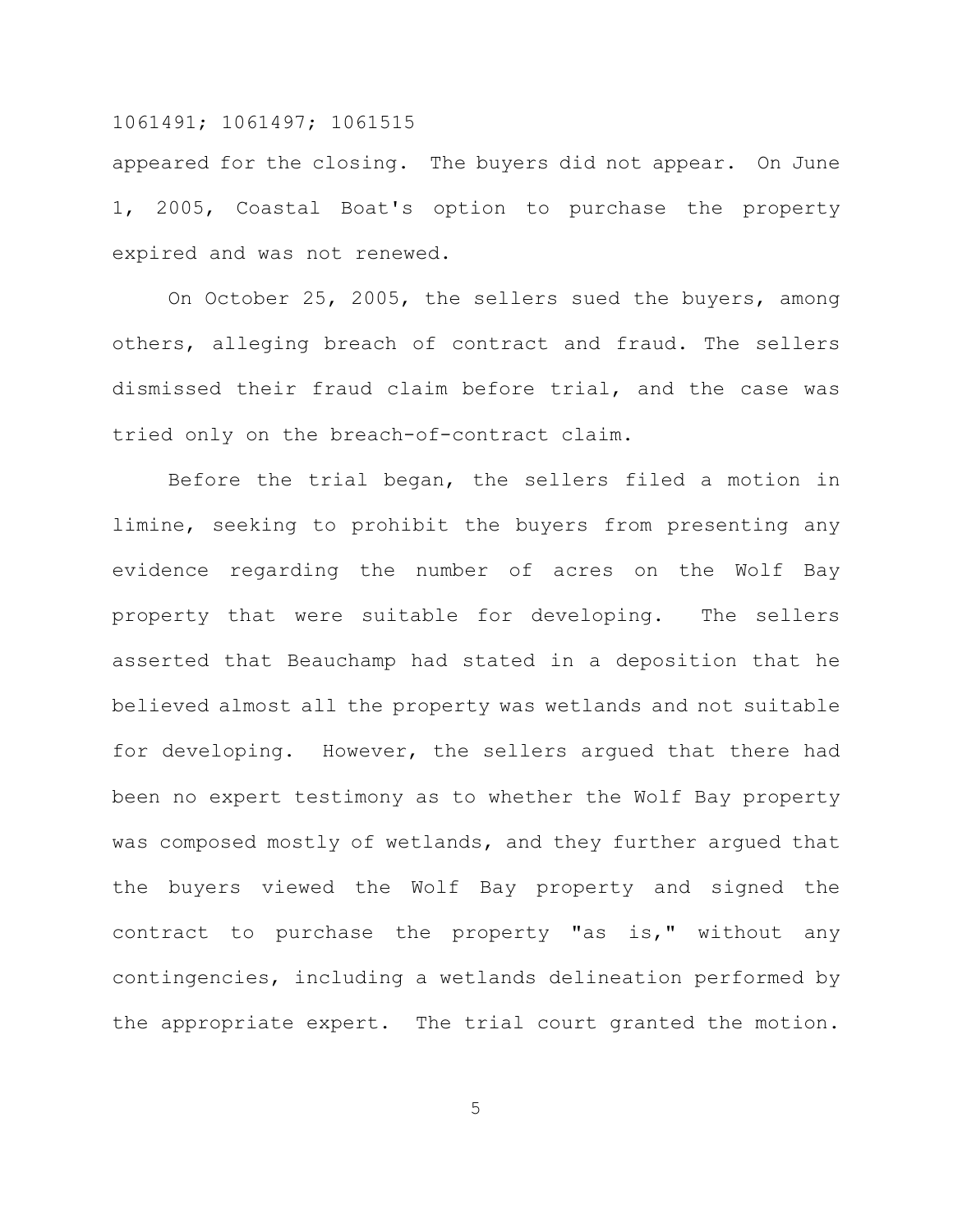appeared for the closing. The buyers did not appear. On June 1, 2005, Coastal Boat's option to purchase the property expired and was not renewed.

On October 25, 2005, the sellers sued the buyers, among others, alleging breach of contract and fraud. The sellers dismissed their fraud claim before trial, and the case was tried only on the breach-of-contract claim.

Before the trial began, the sellers filed a motion in limine, seeking to prohibit the buyers from presenting any evidence regarding the number of acres on the Wolf Bay property that were suitable for developing. The sellers asserted that Beauchamp had stated in a deposition that he believed almost all the property was wetlands and not suitable for developing. However, the sellers argued that there had been no expert testimony as to whether the Wolf Bay property was composed mostly of wetlands, and they further argued that the buyers viewed the Wolf Bay property and signed the contract to purchase the property "as is," without any contingencies, including a wetlands delineation performed by the appropriate expert. The trial court granted the motion.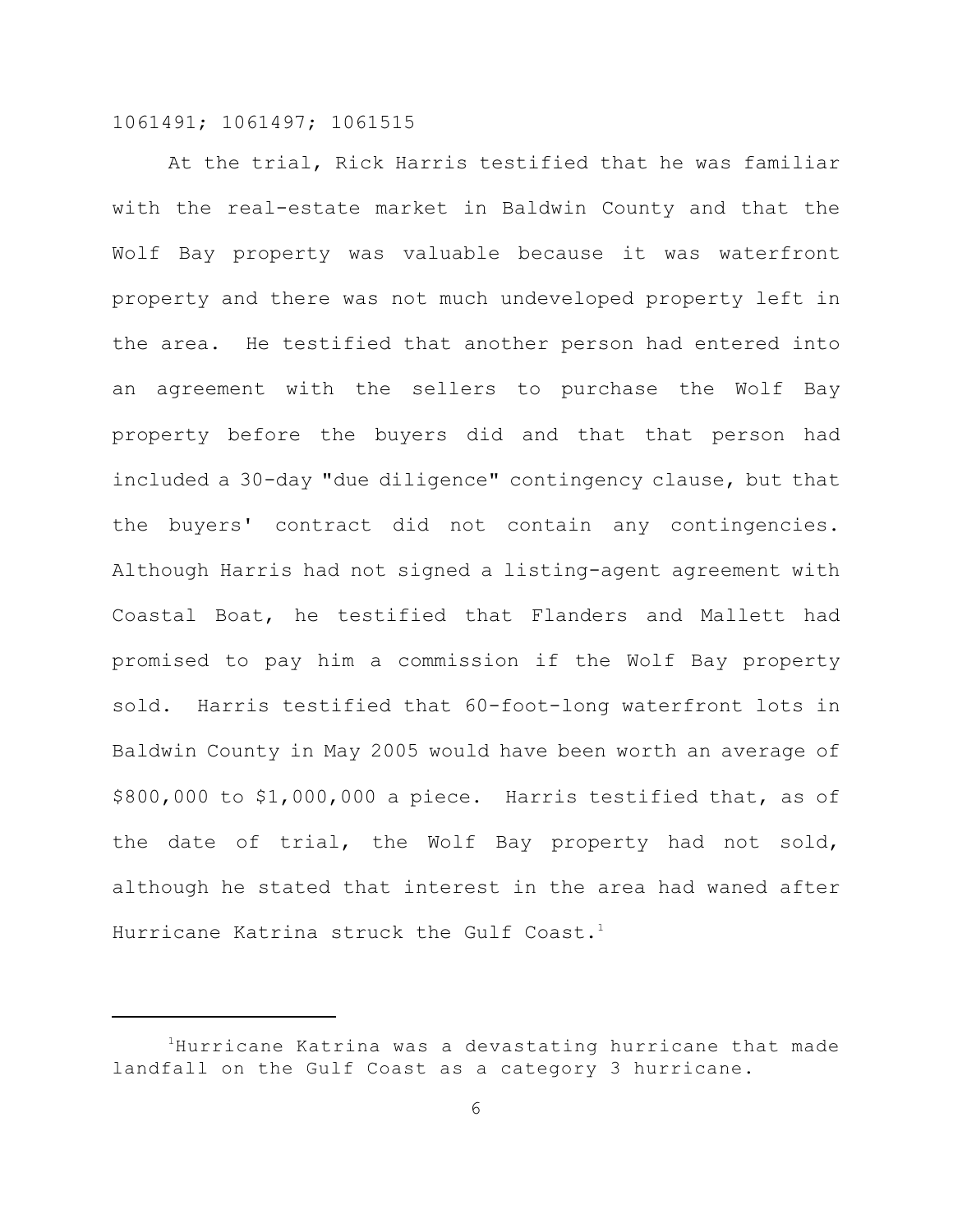At the trial, Rick Harris testified that he was familiar with the real-estate market in Baldwin County and that the Wolf Bay property was valuable because it was waterfront property and there was not much undeveloped property left in the area. He testified that another person had entered into an agreement with the sellers to purchase the Wolf Bay property before the buyers did and that that person had included a 30-day "due diligence" contingency clause, but that the buyers' contract did not contain any contingencies. Although Harris had not signed a listing-agent agreement with Coastal Boat, he testified that Flanders and Mallett had promised to pay him a commission if the Wolf Bay property sold. Harris testified that 60-foot-long waterfront lots in Baldwin County in May 2005 would have been worth an average of $800,000 to $1,000,000 a piece. Harris testified that, as of the date of trial, the Wolf Bay property had not sold, although he stated that interest in the area had waned after Hurricane Katrina struck the Gulf Coast.[1]

---

[1]Hurricane Katrina was a devastating hurricane that made landfall on the Gulf Coast as a category 3 hurricane.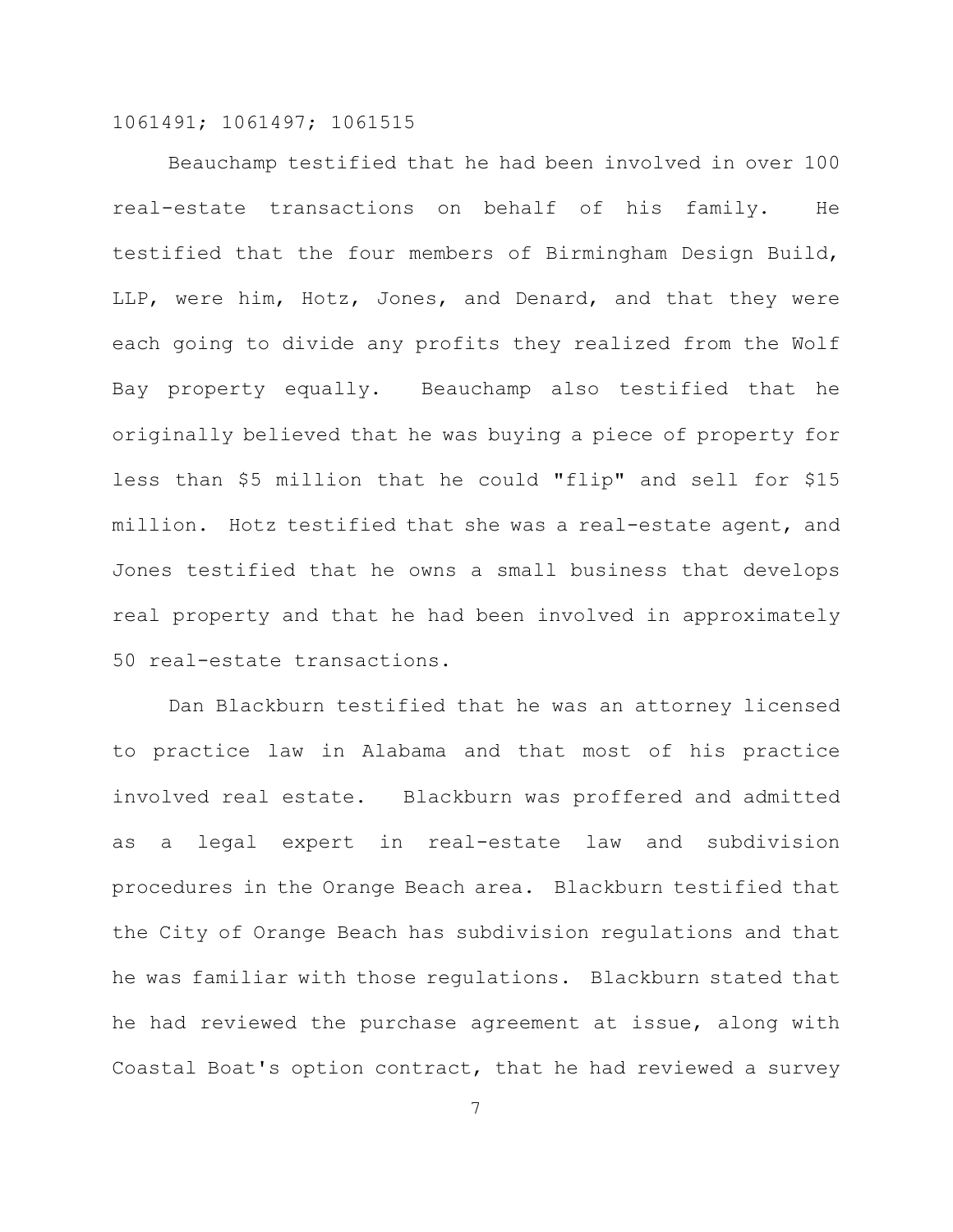Beauchamp testified that he had been involved in over 100 real-estate transactions on behalf of his family. He testified that the four members of Birmingham Design Build, LLP, were him, Hotz, Jones, and Denard, and that they were each going to divide any profits they realized from the Wolf Bay property equally. Beauchamp also testified that he originally believed that he was buying a piece of property for less than \$5 million that he could "flip" and sell for \$15 million. Hotz testified that she was a real-estate agent, and Jones testified that he owns a small business that develops real property and that he had been involved in approximately 50 real-estate transactions.

Dan Blackburn testified that he was an attorney licensed to practice law in Alabama and that most of his practice involved real estate. Blackburn was proffered and admitted as a legal expert in real-estate law and subdivision procedures in the Orange Beach area. Blackburn testified that the City of Orange Beach has subdivision regulations and that he was familiar with those regulations. Blackburn stated that he had reviewed the purchase agreement at issue, along with Coastal Boat's option contract, that he had reviewed a survey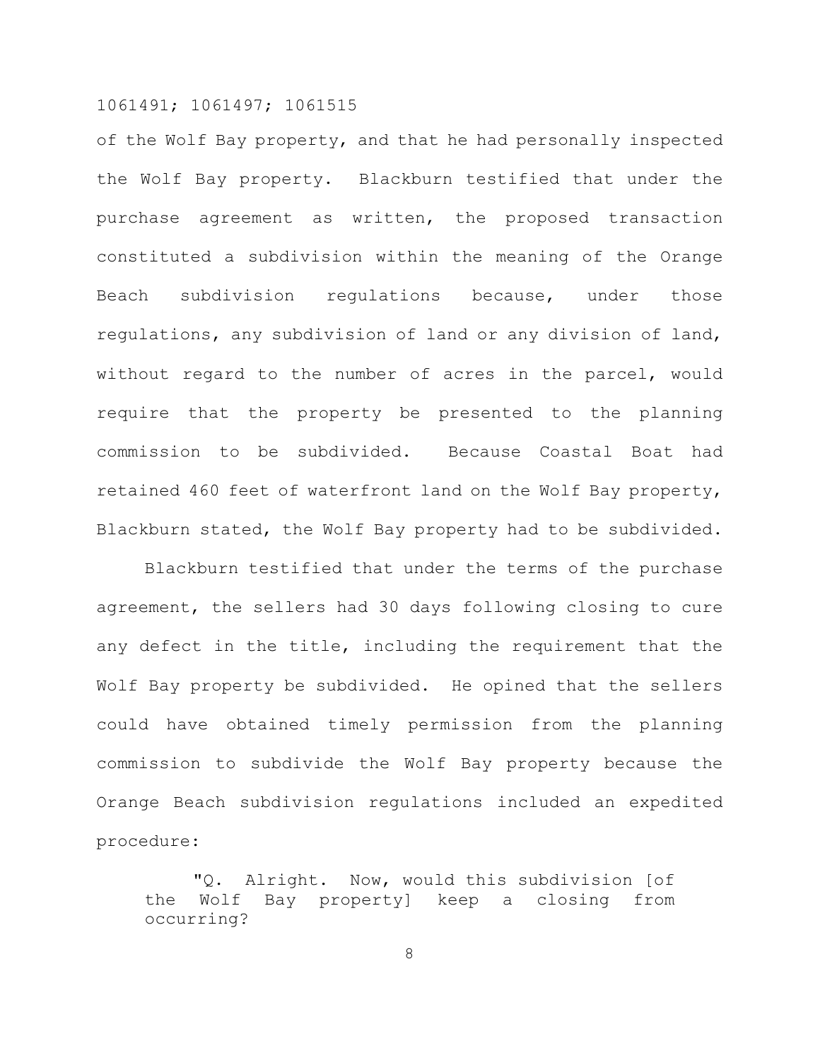of the Wolf Bay property, and that he had personally inspected the Wolf Bay property. Blackburn testified that under the purchase agreement as written, the proposed transaction constituted a subdivision within the meaning of the Orange Beach subdivision regulations because, under those regulations, any subdivision of land or any division of land, without regard to the number of acres in the parcel, would require that the property be presented to the planning commission to be subdivided. Because Coastal Boat had retained 460 feet of waterfront land on the Wolf Bay property, Blackburn stated, the Wolf Bay property had to be subdivided.

Blackburn testified that under the terms of the purchase agreement, the sellers had 30 days following closing to cure any defect in the title, including the requirement that the Wolf Bay property be subdivided. He opined that the sellers could have obtained timely permission from the planning commission to subdivide the Wolf Bay property because the Orange Beach subdivision regulations included an expedited procedure:

> "Q. Alright. Now, would this subdivision [of the Wolf Bay property] keep a closing from occurring?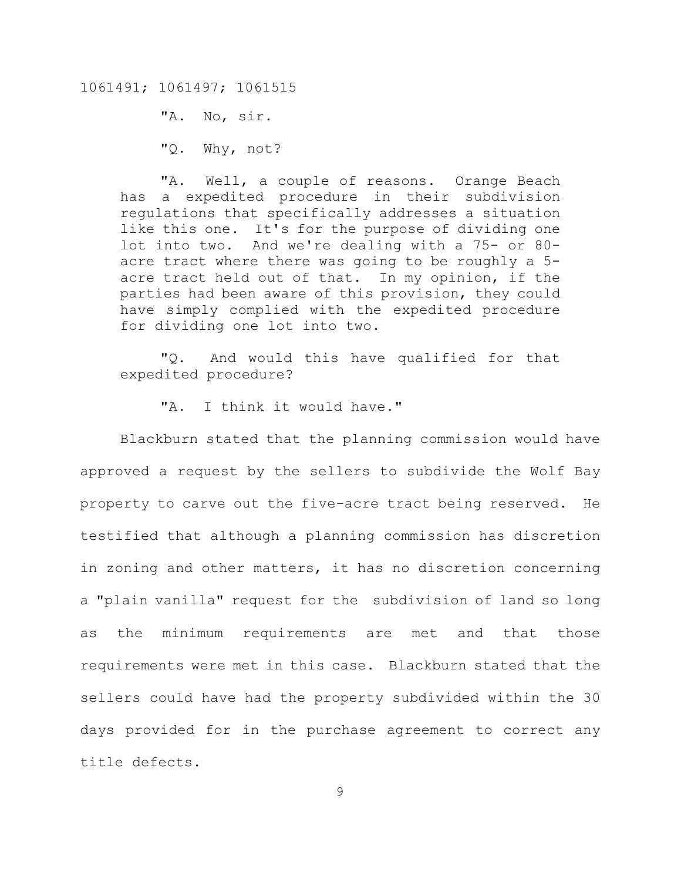> "A. No, sir.
>
> "Q. Why, not?
>
> "A. Well, a couple of reasons. Orange Beach has a expedited procedure in their subdivision regulations that specifically addresses a situation like this one. It's for the purpose of dividing one lot into two. And we're dealing with a 75- or 80-acre tract where there was going to be roughly a 5-acre tract held out of that. In my opinion, if the parties had been aware of this provision, they could have simply complied with the expedited procedure for dividing one lot into two.
>
> "Q. And would this have qualified for that expedited procedure?
>
> "A. I think it would have."

Blackburn stated that the planning commission would have approved a request by the sellers to subdivide the Wolf Bay property to carve out the five-acre tract being reserved. He testified that although a planning commission has discretion in zoning and other matters, it has no discretion concerning a "plain vanilla" request for the subdivision of land so long as the minimum requirements are met and that those requirements were met in this case. Blackburn stated that the sellers could have had the property subdivided within the 30 days provided for in the purchase agreement to correct any title defects.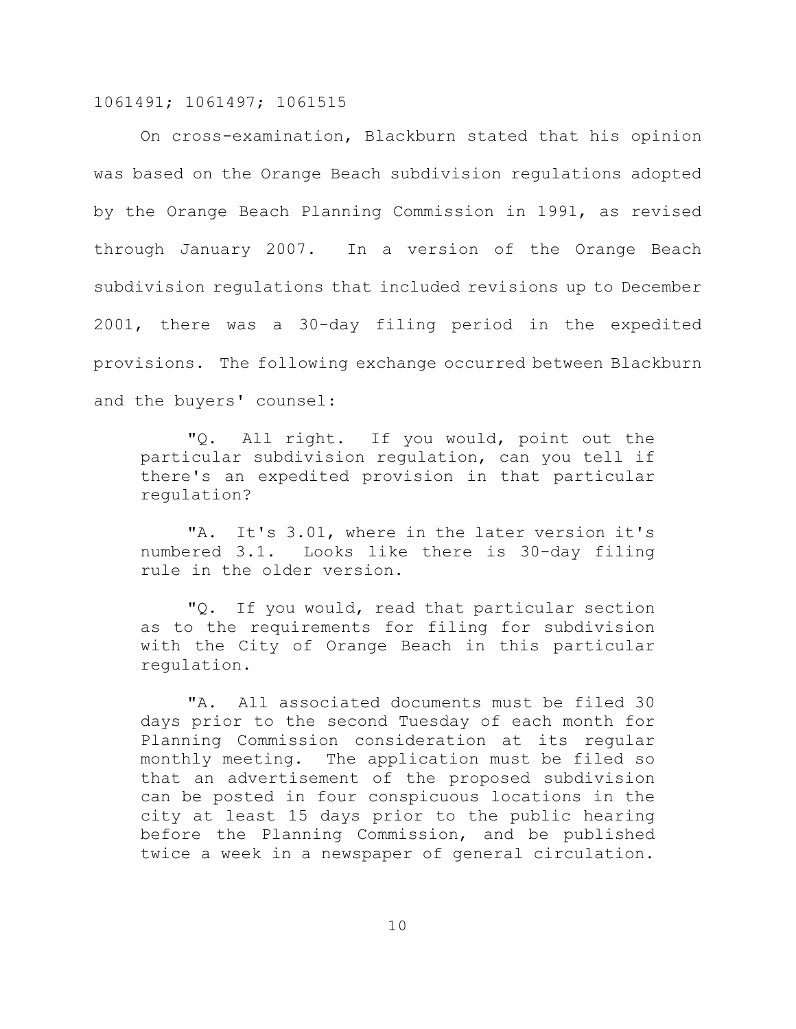On cross-examination, Blackburn stated that his opinion was based on the Orange Beach subdivision regulations adopted by the Orange Beach Planning Commission in 1991, as revised through January 2007. In a version of the Orange Beach subdivision regulations that included revisions up to December 2001, there was a 30-day filing period in the expedited provisions. The following exchange occurred between Blackburn and the buyers' counsel:

> "Q. All right. If you would, point out the particular subdivision regulation, can you tell if there's an expedited provision in that particular regulation?
>
> "A. It's 3.01, where in the later version it's numbered 3.1. Looks like there is 30-day filing rule in the older version.
>
> "Q. If you would, read that particular section as to the requirements for filing for subdivision with the City of Orange Beach in this particular regulation.
>
> "A. All associated documents must be filed 30 days prior to the second Tuesday of each month for Planning Commission consideration at its regular monthly meeting. The application must be filed so that an advertisement of the proposed subdivision can be posted in four conspicuous locations in the city at least 15 days prior to the public hearing before the Planning Commission, and be published twice a week in a newspaper of general circulation.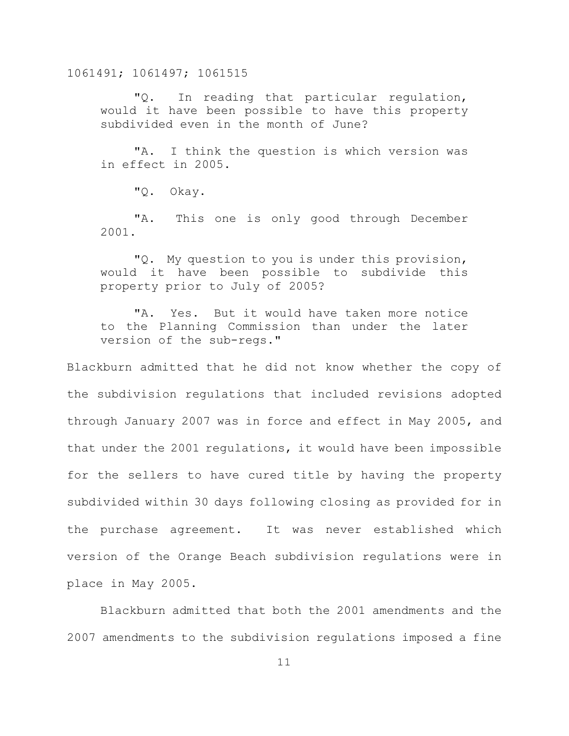> "Q. In reading that particular regulation, would it have been possible to have this property subdivided even in the month of June?
>
> "A. I think the question is which version was in effect in 2005.
>
> "Q. Okay.
>
> "A. This one is only good through December 2001.
>
> "Q. My question to you is under this provision, would it have been possible to subdivide this property prior to July of 2005?
>
> "A. Yes. But it would have taken more notice to the Planning Commission than under the later version of the sub-regs."

Blackburn admitted that he did not know whether the copy of the subdivision regulations that included revisions adopted through January 2007 was in force and effect in May 2005, and that under the 2001 regulations, it would have been impossible for the sellers to have cured title by having the property subdivided within 30 days following closing as provided for in the purchase agreement. It was never established which version of the Orange Beach subdivision regulations were in place in May 2005.

Blackburn admitted that both the 2001 amendments and the 2007 amendments to the subdivision regulations imposed a fine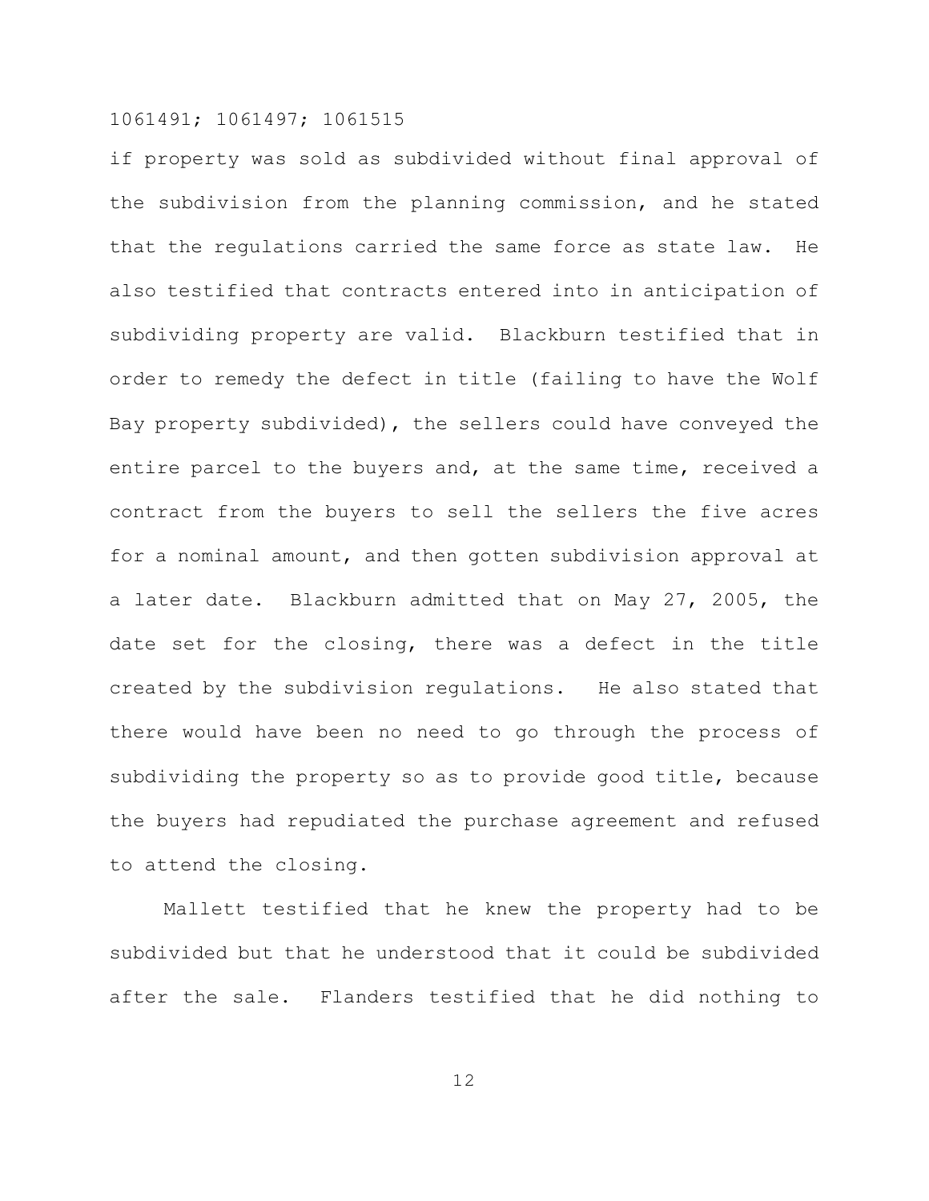if property was sold as subdivided without final approval of the subdivision from the planning commission, and he stated that the regulations carried the same force as state law. He also testified that contracts entered into in anticipation of subdividing property are valid. Blackburn testified that in order to remedy the defect in title (failing to have the Wolf Bay property subdivided), the sellers could have conveyed the entire parcel to the buyers and, at the same time, received a contract from the buyers to sell the sellers the five acres for a nominal amount, and then gotten subdivision approval at a later date. Blackburn admitted that on May 27, 2005, the date set for the closing, there was a defect in the title created by the subdivision regulations. He also stated that there would have been no need to go through the process of subdividing the property so as to provide good title, because the buyers had repudiated the purchase agreement and refused to attend the closing.

Mallett testified that he knew the property had to be subdivided but that he understood that it could be subdivided after the sale. Flanders testified that he did nothing to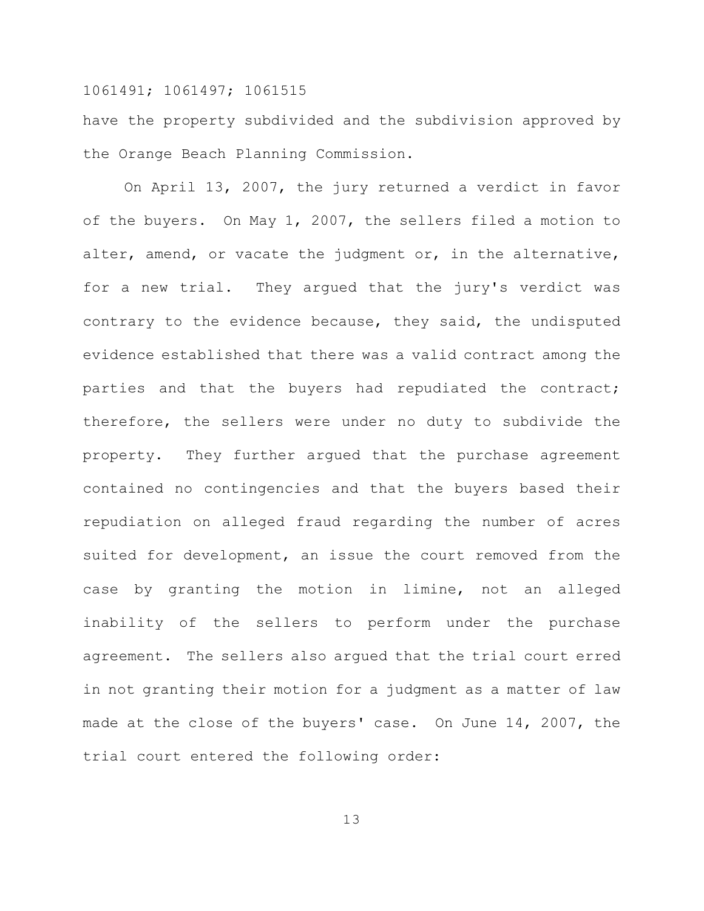have the property subdivided and the subdivision approved by the Orange Beach Planning Commission.

On April 13, 2007, the jury returned a verdict in favor of the buyers. On May 1, 2007, the sellers filed a motion to alter, amend, or vacate the judgment or, in the alternative, for a new trial. They argued that the jury's verdict was contrary to the evidence because, they said, the undisputed evidence established that there was a valid contract among the parties and that the buyers had repudiated the contract; therefore, the sellers were under no duty to subdivide the property. They further argued that the purchase agreement contained no contingencies and that the buyers based their repudiation on alleged fraud regarding the number of acres suited for development, an issue the court removed from the case by granting the motion in limine, not an alleged inability of the sellers to perform under the purchase agreement. The sellers also argued that the trial court erred in not granting their motion for a judgment as a matter of law made at the close of the buyers' case. On June 14, 2007, the trial court entered the following order: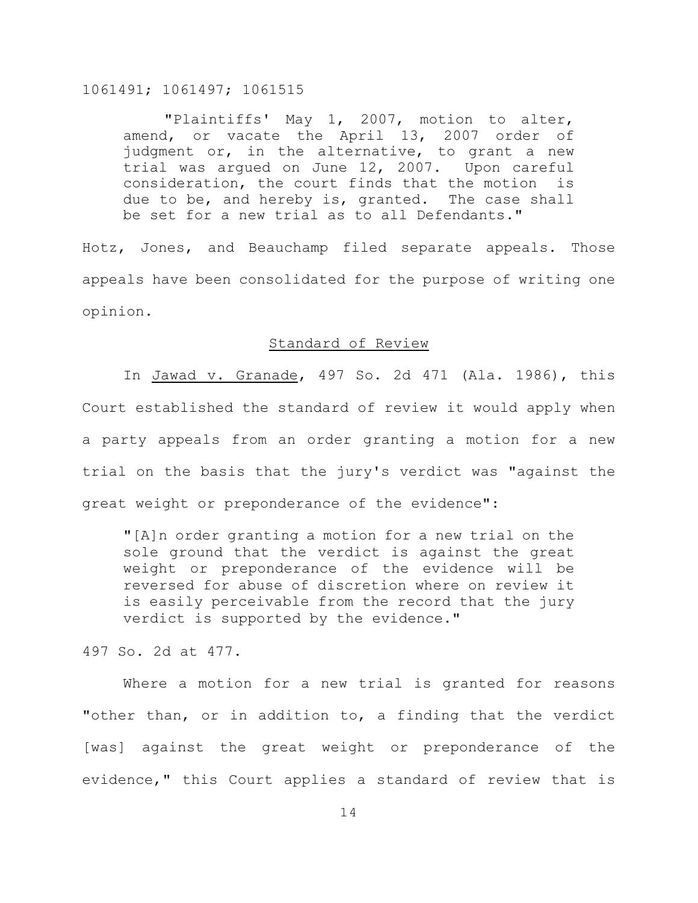> "Plaintiffs' May 1, 2007, motion to alter, amend, or vacate the April 13, 2007 order of judgment or, in the alternative, to grant a new trial was argued on June 12, 2007. Upon careful consideration, the court finds that the motion is due to be, and hereby is, granted. The case shall be set for a new trial as to all Defendants."

Hotz, Jones, and Beauchamp filed separate appeals. Those appeals have been consolidated for the purpose of writing one opinion.

## Standard of Review

In Jawad v. Granade, 497 So. 2d 471 (Ala. 1986), this Court established the standard of review it would apply when a party appeals from an order granting a motion for a new trial on the basis that the jury's verdict was "against the great weight or preponderance of the evidence":

> "[A]n order granting a motion for a new trial on the sole ground that the verdict is against the great weight or preponderance of the evidence will be reversed for abuse of discretion where on review it is easily perceivable from the record that the jury verdict is supported by the evidence."

497 So. 2d at 477.

Where a motion for a new trial is granted for reasons "other than, or in addition to, a finding that the verdict [was] against the great weight or preponderance of the evidence," this Court applies a standard of review that is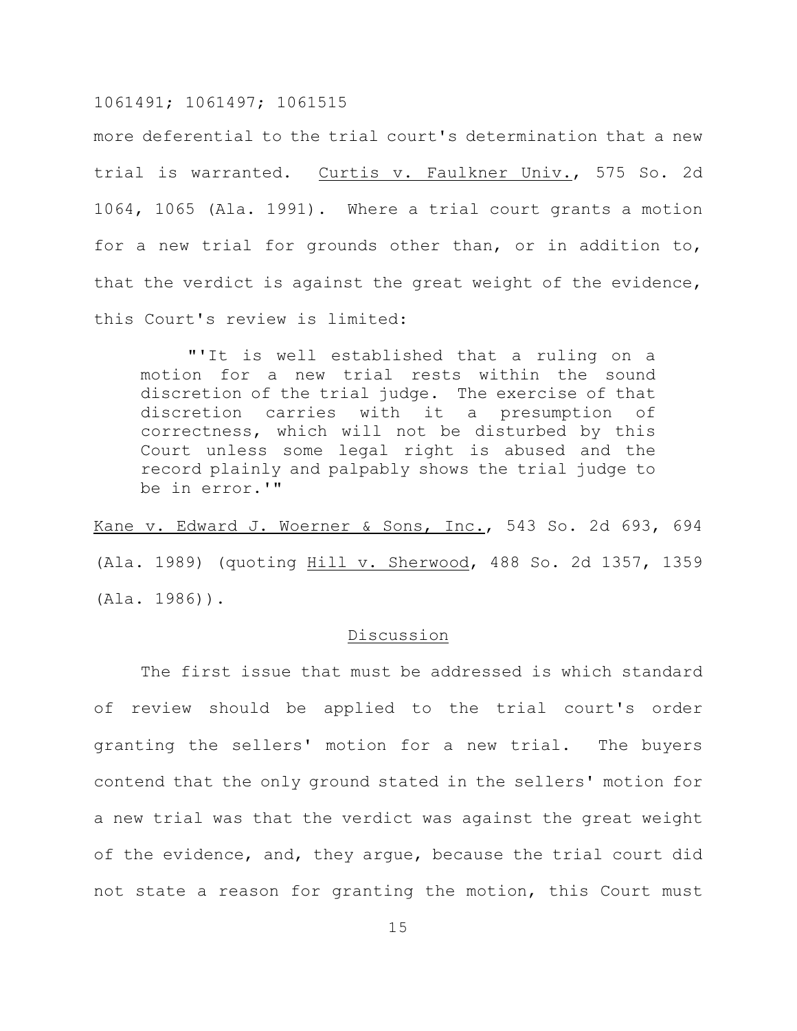more deferential to the trial court's determination that a new trial is warranted. Curtis v. Faulkner Univ., 575 So. 2d 1064, 1065 (Ala. 1991). Where a trial court grants a motion for a new trial for grounds other than, or in addition to, that the verdict is against the great weight of the evidence, this Court's review is limited:

> "'It is well established that a ruling on a motion for a new trial rests within the sound discretion of the trial judge. The exercise of that discretion carries with it a presumption of correctness, which will not be disturbed by this Court unless some legal right is abused and the record plainly and palpably shows the trial judge to be in error.'"

Kane v. Edward J. Woerner & Sons, Inc., 543 So. 2d 693, 694 (Ala. 1989) (quoting Hill v. Sherwood, 488 So. 2d 1357, 1359 (Ala. 1986)).

## Discussion

The first issue that must be addressed is which standard of review should be applied to the trial court's order granting the sellers' motion for a new trial. The buyers contend that the only ground stated in the sellers' motion for a new trial was that the verdict was against the great weight of the evidence, and, they argue, because the trial court did not state a reason for granting the motion, this Court must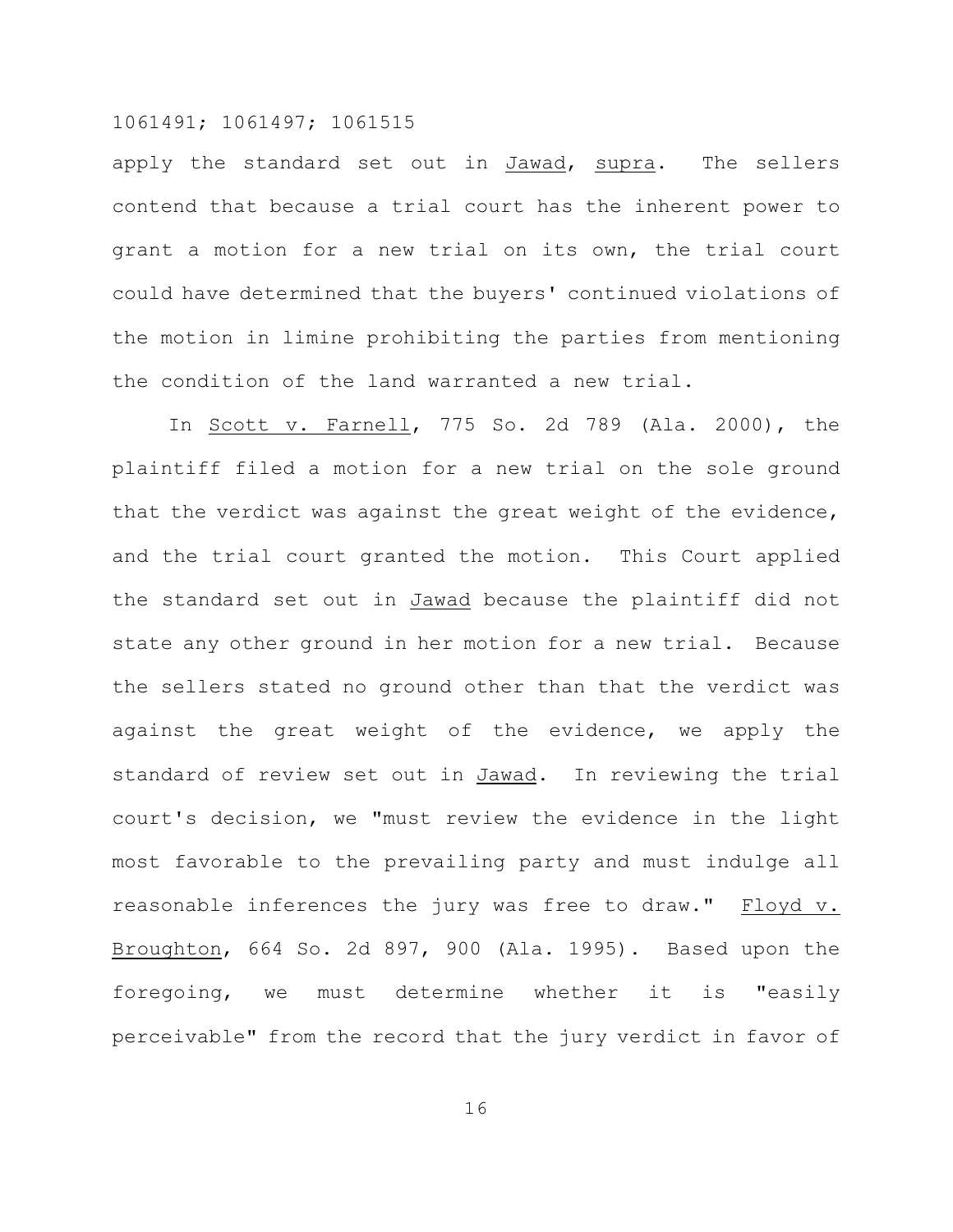apply the standard set out in <u>Jawad</u>, <u>supra</u>. The sellers contend that because a trial court has the inherent power to grant a motion for a new trial on its own, the trial court could have determined that the buyers' continued violations of the motion in limine prohibiting the parties from mentioning the condition of the land warranted a new trial.

In <u>Scott v. Farnell</u>, 775 So. 2d 789 (Ala. 2000), the plaintiff filed a motion for a new trial on the sole ground that the verdict was against the great weight of the evidence, and the trial court granted the motion. This Court applied the standard set out in <u>Jawad</u> because the plaintiff did not state any other ground in her motion for a new trial. Because the sellers stated no ground other than that the verdict was against the great weight of the evidence, we apply the standard of review set out in <u>Jawad</u>. In reviewing the trial court's decision, we "must review the evidence in the light most favorable to the prevailing party and must indulge all reasonable inferences the jury was free to draw." <u>Floyd v. Broughton</u>, 664 So. 2d 897, 900 (Ala. 1995). Based upon the foregoing, we must determine whether it is "easily perceivable" from the record that the jury verdict in favor of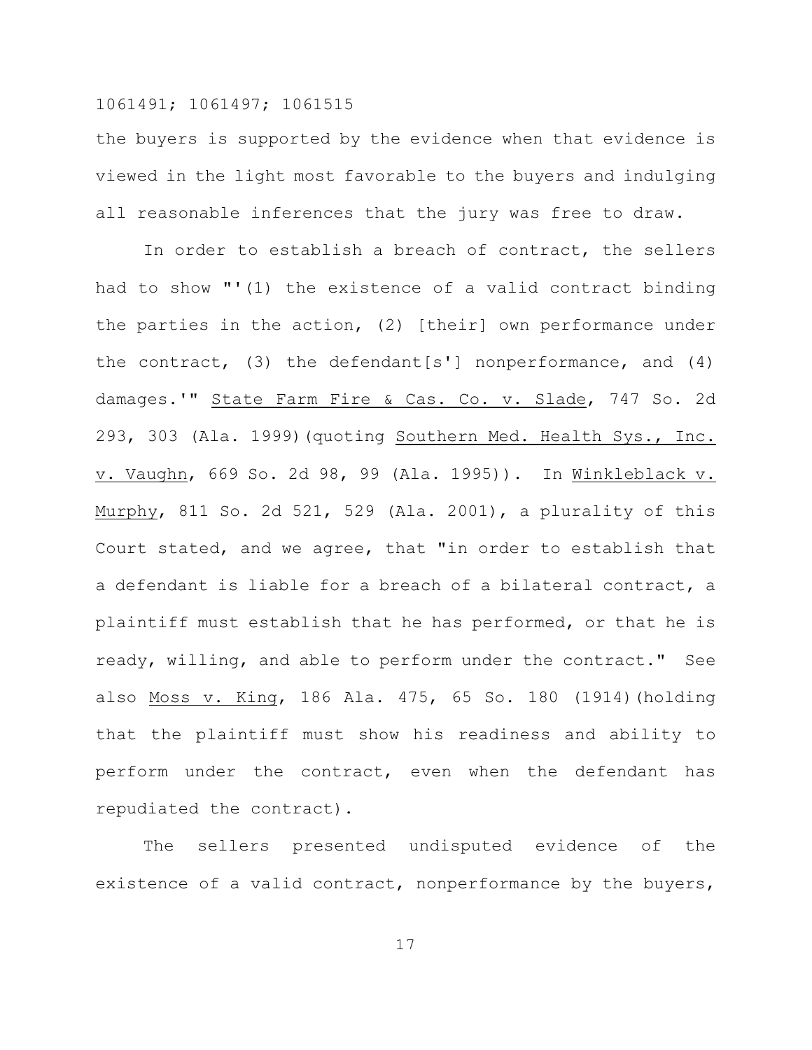the buyers is supported by the evidence when that evidence is viewed in the light most favorable to the buyers and indulging all reasonable inferences that the jury was free to draw.

In order to establish a breach of contract, the sellers had to show "'(1) the existence of a valid contract binding the parties in the action, (2) [their] own performance under the contract, (3) the defendant[s'] nonperformance, and (4) damages.'" State Farm Fire & Cas. Co. v. Slade, 747 So. 2d 293, 303 (Ala. 1999)(quoting Southern Med. Health Sys., Inc. v. Vaughn, 669 So. 2d 98, 99 (Ala. 1995)). In Winkleblack v. Murphy, 811 So. 2d 521, 529 (Ala. 2001), a plurality of this Court stated, and we agree, that "in order to establish that a defendant is liable for a breach of a bilateral contract, a plaintiff must establish that he has performed, or that he is ready, willing, and able to perform under the contract." See also Moss v. King, 186 Ala. 475, 65 So. 180 (1914)(holding that the plaintiff must show his readiness and ability to perform under the contract, even when the defendant has repudiated the contract).

The sellers presented undisputed evidence of the existence of a valid contract, nonperformance by the buyers,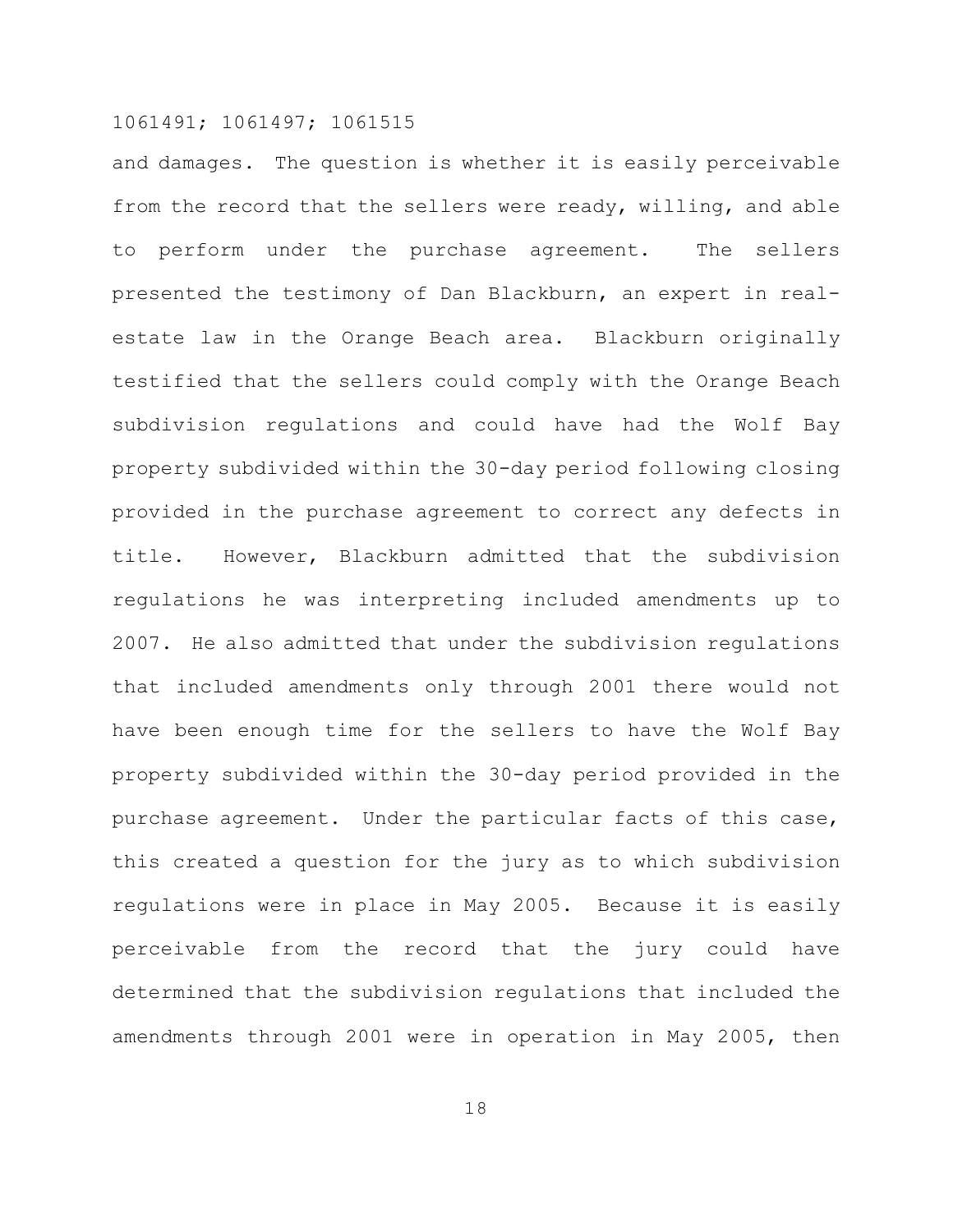and damages. The question is whether it is easily perceivable from the record that the sellers were ready, willing, and able to perform under the purchase agreement. The sellers presented the testimony of Dan Blackburn, an expert in real-estate law in the Orange Beach area. Blackburn originally testified that the sellers could comply with the Orange Beach subdivision regulations and could have had the Wolf Bay property subdivided within the 30-day period following closing provided in the purchase agreement to correct any defects in title. However, Blackburn admitted that the subdivision regulations he was interpreting included amendments up to 2007. He also admitted that under the subdivision regulations that included amendments only through 2001 there would not have been enough time for the sellers to have the Wolf Bay property subdivided within the 30-day period provided in the purchase agreement. Under the particular facts of this case, this created a question for the jury as to which subdivision regulations were in place in May 2005. Because it is easily perceivable from the record that the jury could have determined that the subdivision regulations that included the amendments through 2001 were in operation in May 2005, then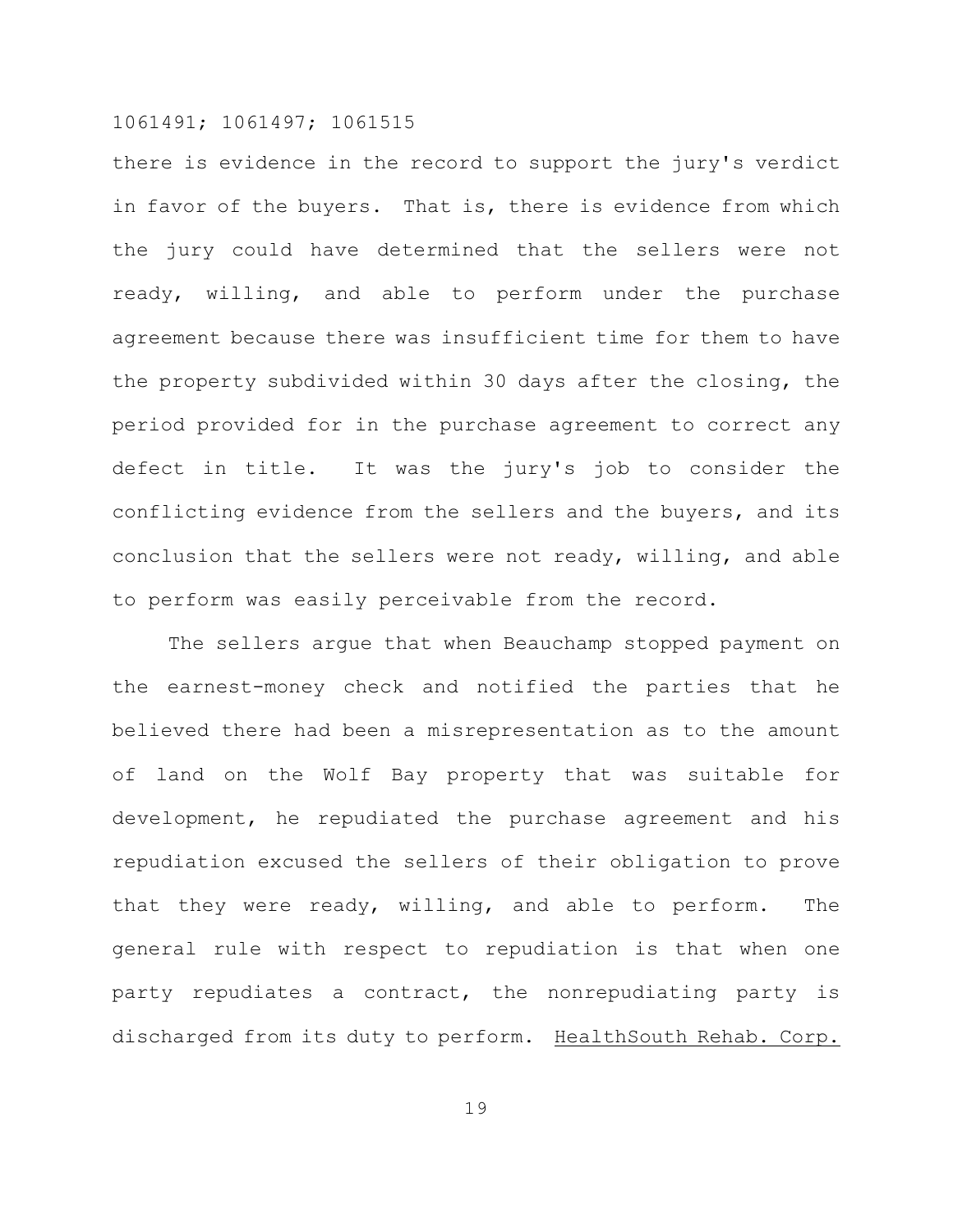there is evidence in the record to support the jury's verdict in favor of the buyers. That is, there is evidence from which the jury could have determined that the sellers were not ready, willing, and able to perform under the purchase agreement because there was insufficient time for them to have the property subdivided within 30 days after the closing, the period provided for in the purchase agreement to correct any defect in title. It was the jury's job to consider the conflicting evidence from the sellers and the buyers, and its conclusion that the sellers were not ready, willing, and able to perform was easily perceivable from the record.

The sellers argue that when Beauchamp stopped payment on the earnest-money check and notified the parties that he believed there had been a misrepresentation as to the amount of land on the Wolf Bay property that was suitable for development, he repudiated the purchase agreement and his repudiation excused the sellers of their obligation to prove that they were ready, willing, and able to perform. The general rule with respect to repudiation is that when one party repudiates a contract, the nonrepudiating party is discharged from its duty to perform. HealthSouth Rehab. Corp.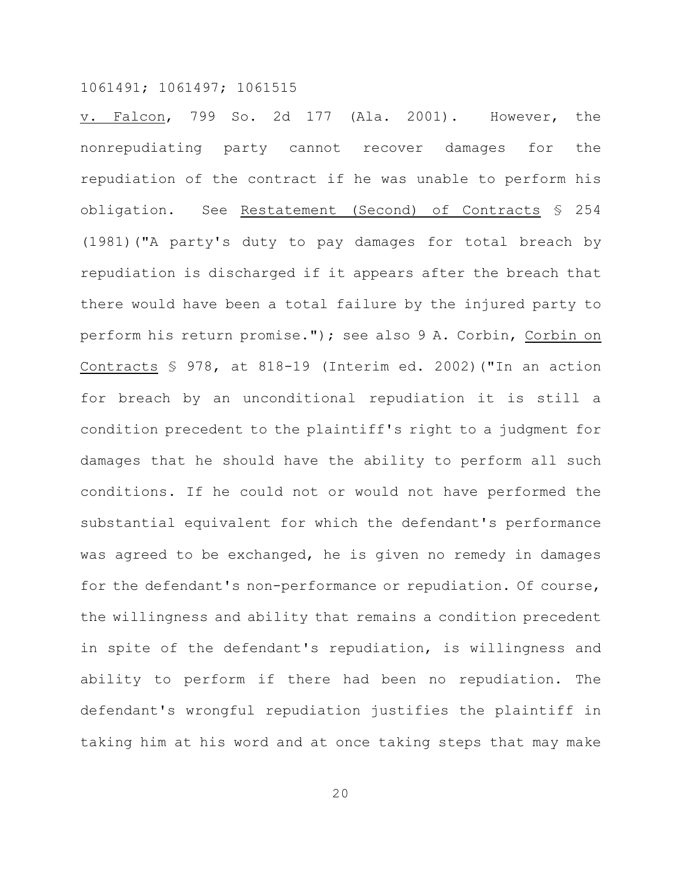v. Falcon, 799 So. 2d 177 (Ala. 2001). However, the nonrepudiating party cannot recover damages for the repudiation of the contract if he was unable to perform his obligation. See Restatement (Second) of Contracts § 254 (1981)("A party's duty to pay damages for total breach by repudiation is discharged if it appears after the breach that there would have been a total failure by the injured party to perform his return promise."); see also 9 A. Corbin, Corbin on Contracts § 978, at 818-19 (Interim ed. 2002)("In an action for breach by an unconditional repudiation it is still a condition precedent to the plaintiff's right to a judgment for damages that he should have the ability to perform all such conditions. If he could not or would not have performed the substantial equivalent for which the defendant's performance was agreed to be exchanged, he is given no remedy in damages for the defendant's non-performance or repudiation. Of course, the willingness and ability that remains a condition precedent in spite of the defendant's repudiation, is willingness and ability to perform if there had been no repudiation. The defendant's wrongful repudiation justifies the plaintiff in taking him at his word and at once taking steps that may make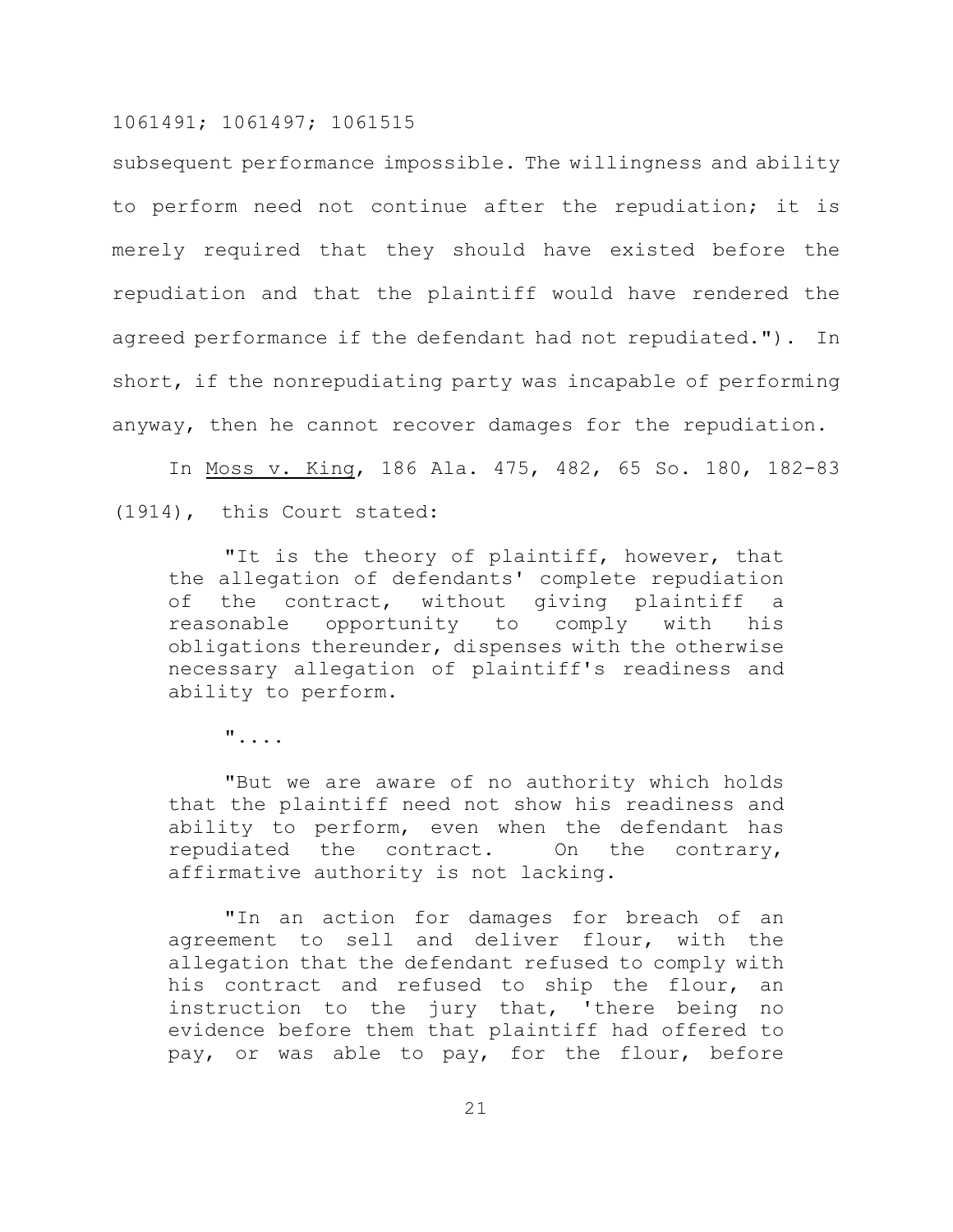subsequent performance impossible. The willingness and ability to perform need not continue after the repudiation; it is merely required that they should have existed before the repudiation and that the plaintiff would have rendered the agreed performance if the defendant had not repudiated."). In short, if the nonrepudiating party was incapable of performing anyway, then he cannot recover damages for the repudiation.

In Moss v. King, 186 Ala. 475, 482, 65 So. 180, 182-83 (1914), this Court stated:

> "It is the theory of plaintiff, however, that the allegation of defendants' complete repudiation of the contract, without giving plaintiff a reasonable opportunity to comply with his obligations thereunder, dispenses with the otherwise necessary allegation of plaintiff's readiness and ability to perform.
>
> "....
>
> "But we are aware of no authority which holds that the plaintiff need not show his readiness and ability to perform, even when the defendant has repudiated the contract. On the contrary, affirmative authority is not lacking.
>
> "In an action for damages for breach of an agreement to sell and deliver flour, with the allegation that the defendant refused to comply with his contract and refused to ship the flour, an instruction to the jury that, 'there being no evidence before them that plaintiff had offered to pay, or was able to pay, for the flour, before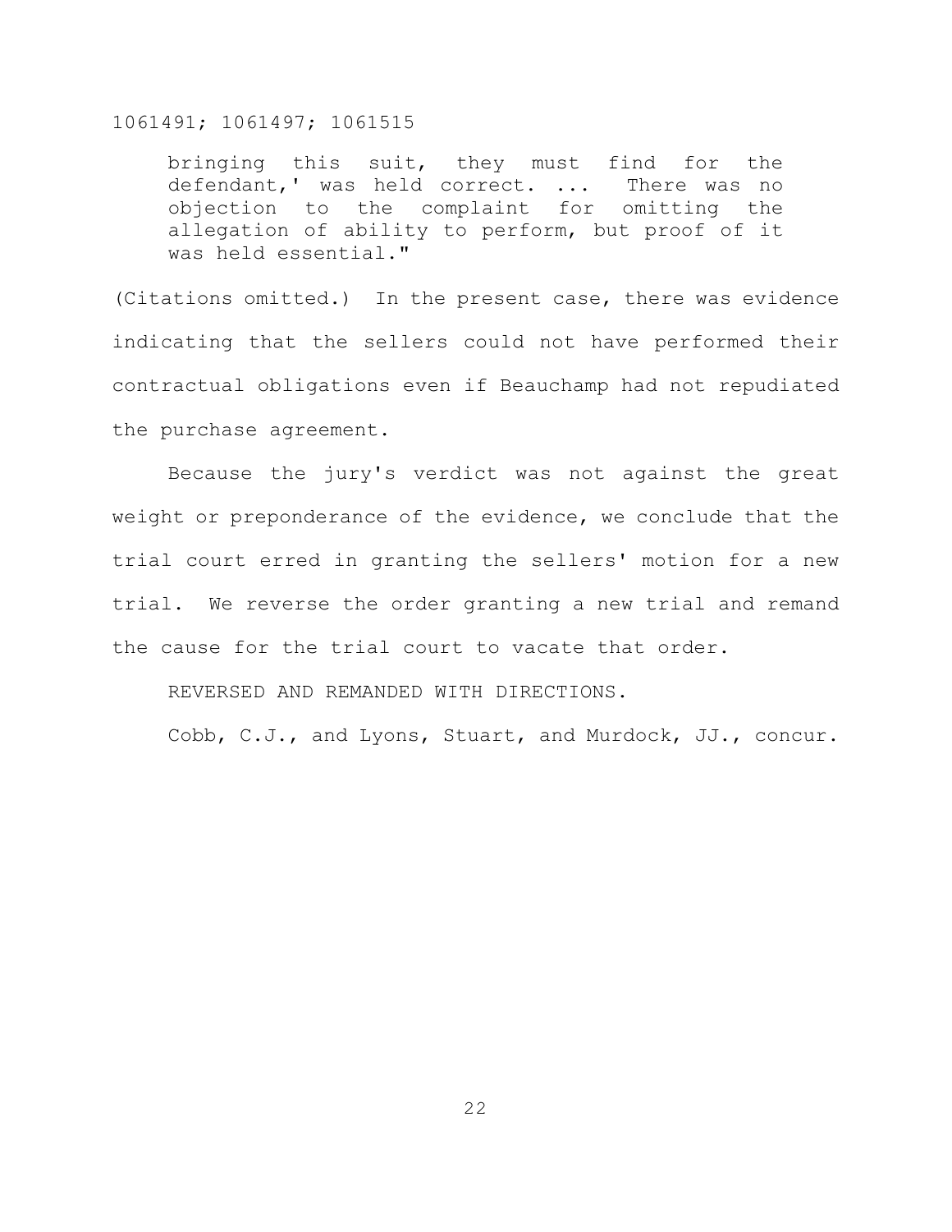> bringing this suit, they must find for the defendant,' was held correct. ... There was no objection to the complaint for omitting the allegation of ability to perform, but proof of it was held essential."

(Citations omitted.) In the present case, there was evidence indicating that the sellers could not have performed their contractual obligations even if Beauchamp had not repudiated the purchase agreement.

Because the jury's verdict was not against the great weight or preponderance of the evidence, we conclude that the trial court erred in granting the sellers' motion for a new trial. We reverse the order granting a new trial and remand the cause for the trial court to vacate that order.

REVERSED AND REMANDED WITH DIRECTIONS.

Cobb, C.J., and Lyons, Stuart, and Murdock, JJ., concur.